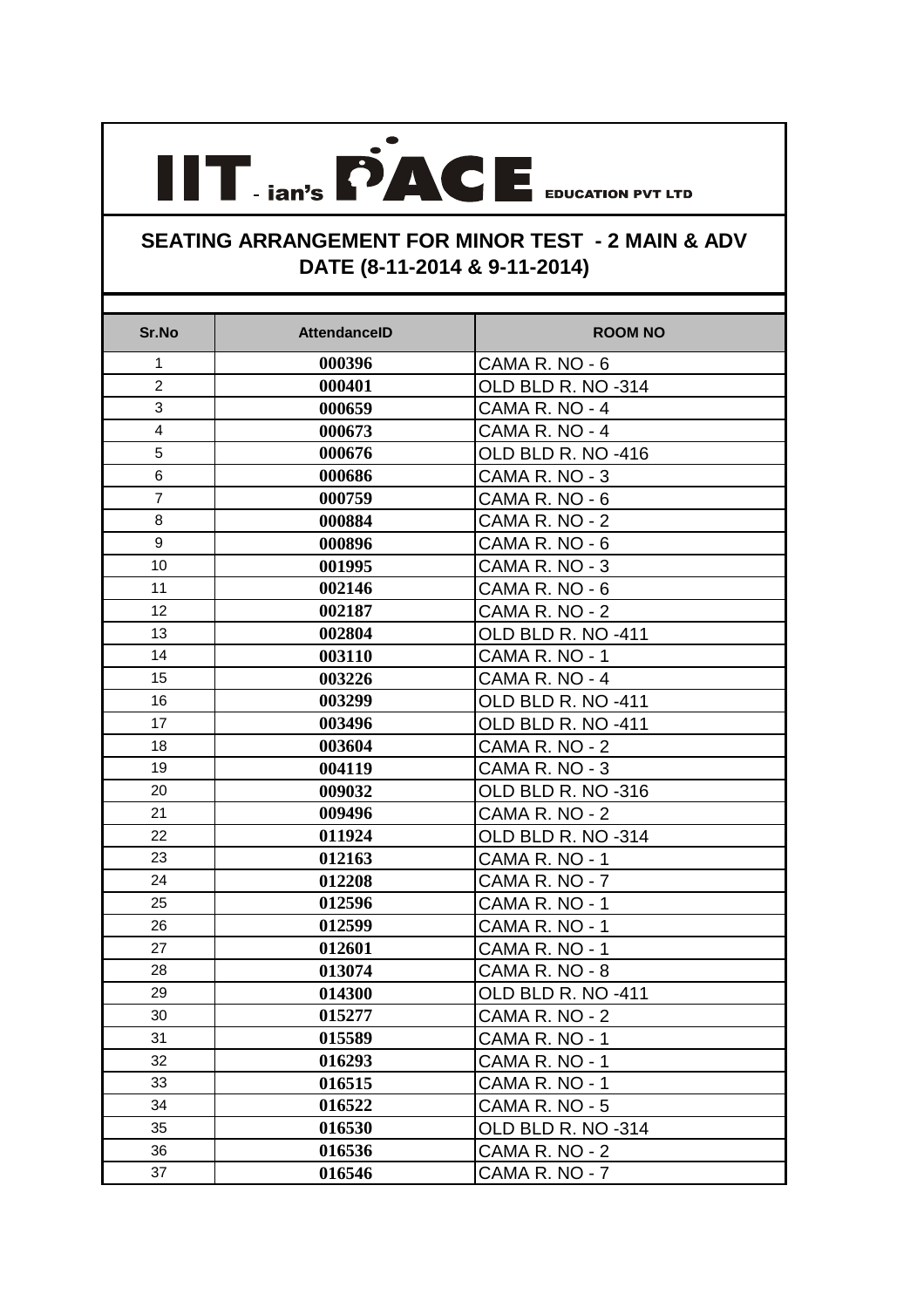# IIT-ian's PACE EDUCATION PVT LTD

## SEATING ARRANGEMENT FOR MINOR TEST - 2 MAIN & ADV
## DATE (8-11-2014 & 9-11-2014)

| Sr.No | AttendanceID | ROOM NO |
|---|---|---|
| 1 | 000396 | CAMA R. NO - 6 |
| 2 | 000401 | OLD BLD R. NO -314 |
| 3 | 000659 | CAMA R. NO - 4 |
| 4 | 000673 | CAMA R. NO - 4 |
| 5 | 000676 | OLD BLD R. NO -416 |
| 6 | 000686 | CAMA R. NO - 3 |
| 7 | 000759 | CAMA R. NO - 6 |
| 8 | 000884 | CAMA R. NO - 2 |
| 9 | 000896 | CAMA R. NO - 6 |
| 10 | 001995 | CAMA R. NO - 3 |
| 11 | 002146 | CAMA R. NO - 6 |
| 12 | 002187 | CAMA R. NO - 2 |
| 13 | 002804 | OLD BLD R. NO -411 |
| 14 | 003110 | CAMA R. NO - 1 |
| 15 | 003226 | CAMA R. NO - 4 |
| 16 | 003299 | OLD BLD R. NO -411 |
| 17 | 003496 | OLD BLD R. NO -411 |
| 18 | 003604 | CAMA R. NO - 2 |
| 19 | 004119 | CAMA R. NO - 3 |
| 20 | 009032 | OLD BLD R. NO -316 |
| 21 | 009496 | CAMA R. NO - 2 |
| 22 | 011924 | OLD BLD R. NO -314 |
| 23 | 012163 | CAMA R. NO - 1 |
| 24 | 012208 | CAMA R. NO - 7 |
| 25 | 012596 | CAMA R. NO - 1 |
| 26 | 012599 | CAMA R. NO - 1 |
| 27 | 012601 | CAMA R. NO - 1 |
| 28 | 013074 | CAMA R. NO - 8 |
| 29 | 014300 | OLD BLD R. NO -411 |
| 30 | 015277 | CAMA R. NO - 2 |
| 31 | 015589 | CAMA R. NO - 1 |
| 32 | 016293 | CAMA R. NO - 1 |
| 33 | 016515 | CAMA R. NO - 1 |
| 34 | 016522 | CAMA R. NO - 5 |
| 35 | 016530 | OLD BLD R. NO -314 |
| 36 | 016536 | CAMA R. NO - 2 |
| 37 | 016546 | CAMA R. NO - 7 |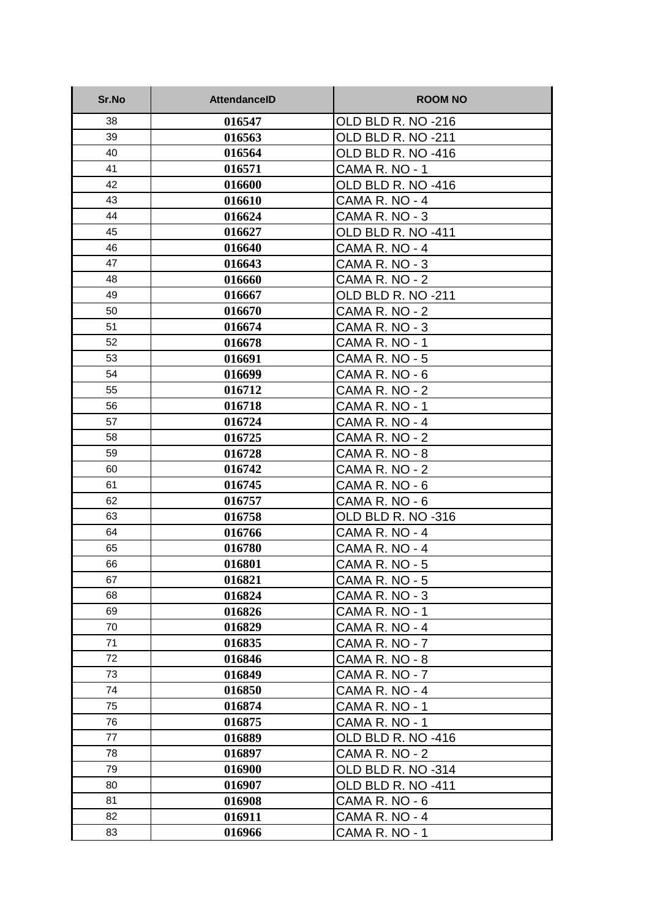| Sr.No | AttendanceID | ROOM NO |
| --- | --- | --- |
| 38 | **016547** | OLD BLD R. NO -216 |
| 39 | **016563** | OLD BLD R. NO -211 |
| 40 | **016564** | OLD BLD R. NO -416 |
| 41 | **016571** | CAMA R. NO - 1 |
| 42 | **016600** | OLD BLD R. NO -416 |
| 43 | **016610** | CAMA R. NO - 4 |
| 44 | **016624** | CAMA R. NO - 3 |
| 45 | **016627** | OLD BLD R. NO -411 |
| 46 | **016640** | CAMA R. NO - 4 |
| 47 | **016643** | CAMA R. NO - 3 |
| 48 | **016660** | CAMA R. NO - 2 |
| 49 | **016667** | OLD BLD R. NO -211 |
| 50 | **016670** | CAMA R. NO - 2 |
| 51 | **016674** | CAMA R. NO - 3 |
| 52 | **016678** | CAMA R. NO - 1 |
| 53 | **016691** | CAMA R. NO - 5 |
| 54 | **016699** | CAMA R. NO - 6 |
| 55 | **016712** | CAMA R. NO - 2 |
| 56 | **016718** | CAMA R. NO - 1 |
| 57 | **016724** | CAMA R. NO - 4 |
| 58 | **016725** | CAMA R. NO - 2 |
| 59 | **016728** | CAMA R. NO - 8 |
| 60 | **016742** | CAMA R. NO - 2 |
| 61 | **016745** | CAMA R. NO - 6 |
| 62 | **016757** | CAMA R. NO - 6 |
| 63 | **016758** | OLD BLD R. NO -316 |
| 64 | **016766** | CAMA R. NO - 4 |
| 65 | **016780** | CAMA R. NO - 4 |
| 66 | **016801** | CAMA R. NO - 5 |
| 67 | **016821** | CAMA R. NO - 5 |
| 68 | **016824** | CAMA R. NO - 3 |
| 69 | **016826** | CAMA R. NO - 1 |
| 70 | **016829** | CAMA R. NO - 4 |
| 71 | **016835** | CAMA R. NO - 7 |
| 72 | **016846** | CAMA R. NO - 8 |
| 73 | **016849** | CAMA R. NO - 7 |
| 74 | **016850** | CAMA R. NO - 4 |
| 75 | **016874** | CAMA R. NO - 1 |
| 76 | **016875** | CAMA R. NO - 1 |
| 77 | **016889** | OLD BLD R. NO -416 |
| 78 | **016897** | CAMA R. NO - 2 |
| 79 | **016900** | OLD BLD R. NO -314 |
| 80 | **016907** | OLD BLD R. NO -411 |
| 81 | **016908** | CAMA R. NO - 6 |
| 82 | **016911** | CAMA R. NO - 4 |
| 83 | **016966** | CAMA R. NO - 1 |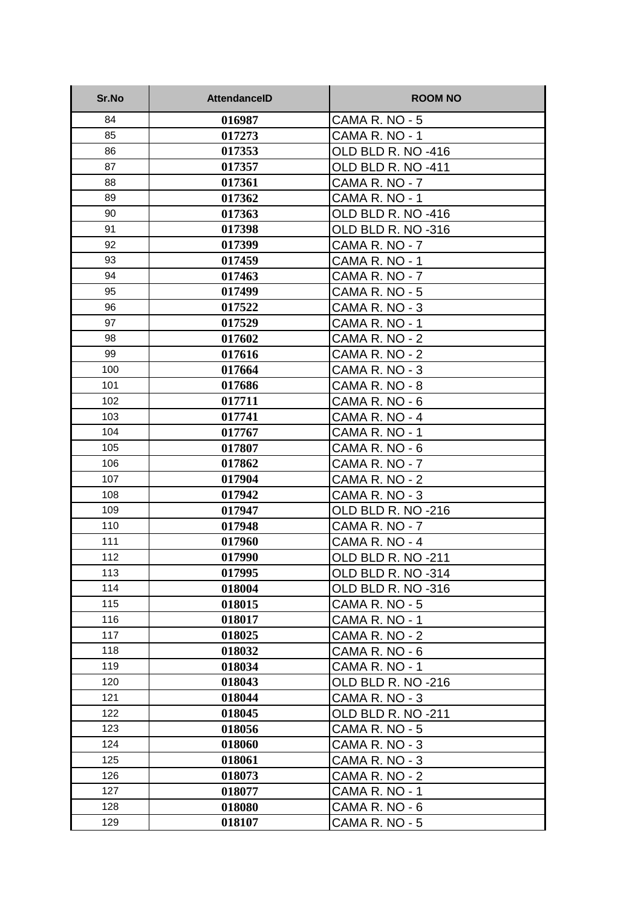| Sr.No | AttendanceID | ROOM NO |
|---|---|---|
| 84 | 016987 | CAMA R. NO - 5 |
| 85 | 017273 | CAMA R. NO - 1 |
| 86 | 017353 | OLD BLD R. NO -416 |
| 87 | 017357 | OLD BLD R. NO -411 |
| 88 | 017361 | CAMA R. NO - 7 |
| 89 | 017362 | CAMA R. NO - 1 |
| 90 | 017363 | OLD BLD R. NO -416 |
| 91 | 017398 | OLD BLD R. NO -316 |
| 92 | 017399 | CAMA R. NO - 7 |
| 93 | 017459 | CAMA R. NO - 1 |
| 94 | 017463 | CAMA R. NO - 7 |
| 95 | 017499 | CAMA R. NO - 5 |
| 96 | 017522 | CAMA R. NO - 3 |
| 97 | 017529 | CAMA R. NO - 1 |
| 98 | 017602 | CAMA R. NO - 2 |
| 99 | 017616 | CAMA R. NO - 2 |
| 100 | 017664 | CAMA R. NO - 3 |
| 101 | 017686 | CAMA R. NO - 8 |
| 102 | 017711 | CAMA R. NO - 6 |
| 103 | 017741 | CAMA R. NO - 4 |
| 104 | 017767 | CAMA R. NO - 1 |
| 105 | 017807 | CAMA R. NO - 6 |
| 106 | 017862 | CAMA R. NO - 7 |
| 107 | 017904 | CAMA R. NO - 2 |
| 108 | 017942 | CAMA R. NO - 3 |
| 109 | 017947 | OLD BLD R. NO -216 |
| 110 | 017948 | CAMA R. NO - 7 |
| 111 | 017960 | CAMA R. NO - 4 |
| 112 | 017990 | OLD BLD R. NO -211 |
| 113 | 017995 | OLD BLD R. NO -314 |
| 114 | 018004 | OLD BLD R. NO -316 |
| 115 | 018015 | CAMA R. NO - 5 |
| 116 | 018017 | CAMA R. NO - 1 |
| 117 | 018025 | CAMA R. NO - 2 |
| 118 | 018032 | CAMA R. NO - 6 |
| 119 | 018034 | CAMA R. NO - 1 |
| 120 | 018043 | OLD BLD R. NO -216 |
| 121 | 018044 | CAMA R. NO - 3 |
| 122 | 018045 | OLD BLD R. NO -211 |
| 123 | 018056 | CAMA R. NO - 5 |
| 124 | 018060 | CAMA R. NO - 3 |
| 125 | 018061 | CAMA R. NO - 3 |
| 126 | 018073 | CAMA R. NO - 2 |
| 127 | 018077 | CAMA R. NO - 1 |
| 128 | 018080 | CAMA R. NO - 6 |
| 129 | 018107 | CAMA R. NO - 5 |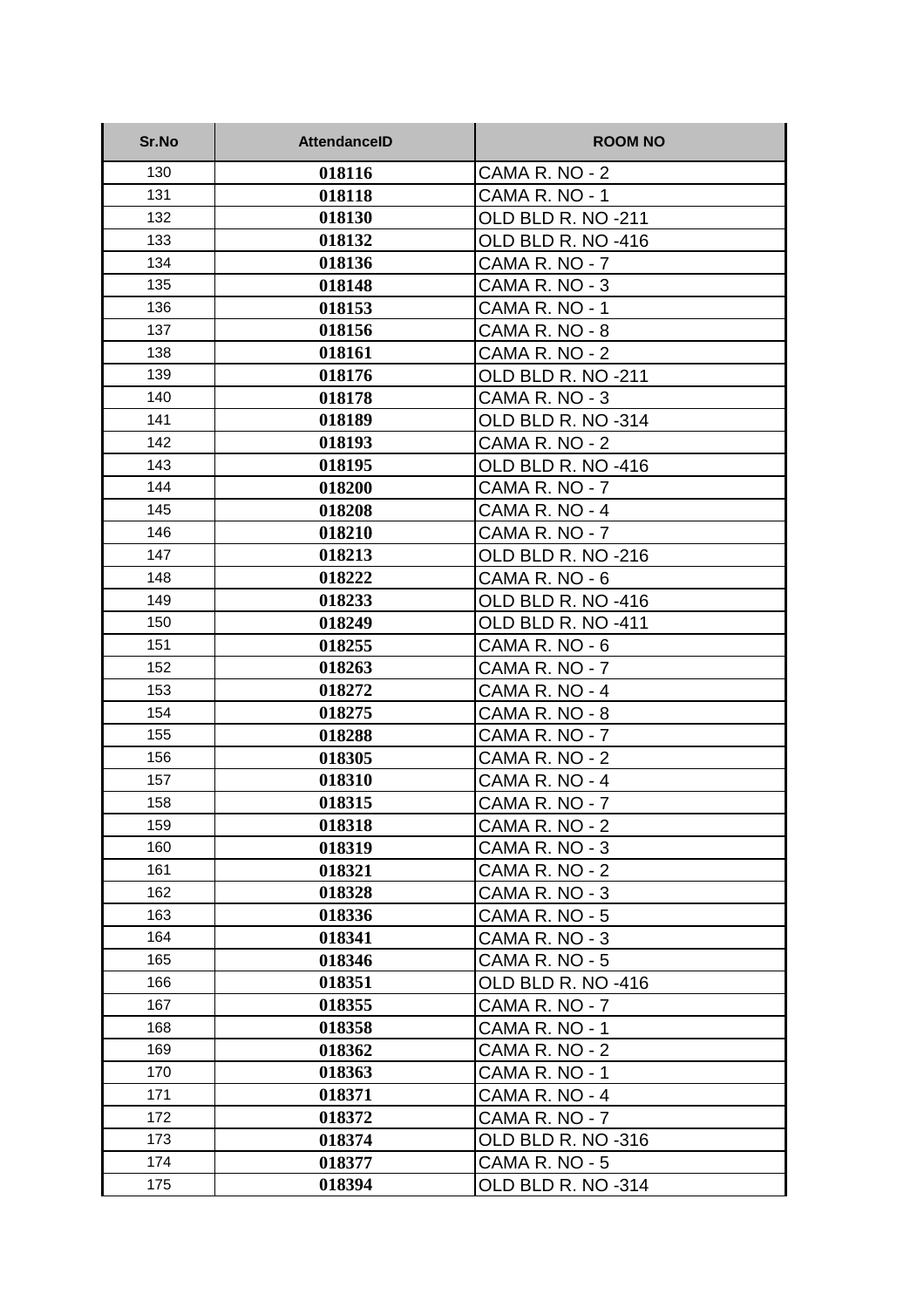| Sr.No | AttendanceID | ROOM NO |
|---|---|---|
| 130 | **018116** | CAMA R. NO - 2 |
| 131 | **018118** | CAMA R. NO - 1 |
| 132 | **018130** | OLD BLD R. NO -211 |
| 133 | **018132** | OLD BLD R. NO -416 |
| 134 | **018136** | CAMA R. NO - 7 |
| 135 | **018148** | CAMA R. NO - 3 |
| 136 | **018153** | CAMA R. NO - 1 |
| 137 | **018156** | CAMA R. NO - 8 |
| 138 | **018161** | CAMA R. NO - 2 |
| 139 | **018176** | OLD BLD R. NO -211 |
| 140 | **018178** | CAMA R. NO - 3 |
| 141 | **018189** | OLD BLD R. NO -314 |
| 142 | **018193** | CAMA R. NO - 2 |
| 143 | **018195** | OLD BLD R. NO -416 |
| 144 | **018200** | CAMA R. NO - 7 |
| 145 | **018208** | CAMA R. NO - 4 |
| 146 | **018210** | CAMA R. NO - 7 |
| 147 | **018213** | OLD BLD R. NO -216 |
| 148 | **018222** | CAMA R. NO - 6 |
| 149 | **018233** | OLD BLD R. NO -416 |
| 150 | **018249** | OLD BLD R. NO -411 |
| 151 | **018255** | CAMA R. NO - 6 |
| 152 | **018263** | CAMA R. NO - 7 |
| 153 | **018272** | CAMA R. NO - 4 |
| 154 | **018275** | CAMA R. NO - 8 |
| 155 | **018288** | CAMA R. NO - 7 |
| 156 | **018305** | CAMA R. NO - 2 |
| 157 | **018310** | CAMA R. NO - 4 |
| 158 | **018315** | CAMA R. NO - 7 |
| 159 | **018318** | CAMA R. NO - 2 |
| 160 | **018319** | CAMA R. NO - 3 |
| 161 | **018321** | CAMA R. NO - 2 |
| 162 | **018328** | CAMA R. NO - 3 |
| 163 | **018336** | CAMA R. NO - 5 |
| 164 | **018341** | CAMA R. NO - 3 |
| 165 | **018346** | CAMA R. NO - 5 |
| 166 | **018351** | OLD BLD R. NO -416 |
| 167 | **018355** | CAMA R. NO - 7 |
| 168 | **018358** | CAMA R. NO - 1 |
| 169 | **018362** | CAMA R. NO - 2 |
| 170 | **018363** | CAMA R. NO - 1 |
| 171 | **018371** | CAMA R. NO - 4 |
| 172 | **018372** | CAMA R. NO - 7 |
| 173 | **018374** | OLD BLD R. NO -316 |
| 174 | **018377** | CAMA R. NO - 5 |
| 175 | **018394** | OLD BLD R. NO -314 |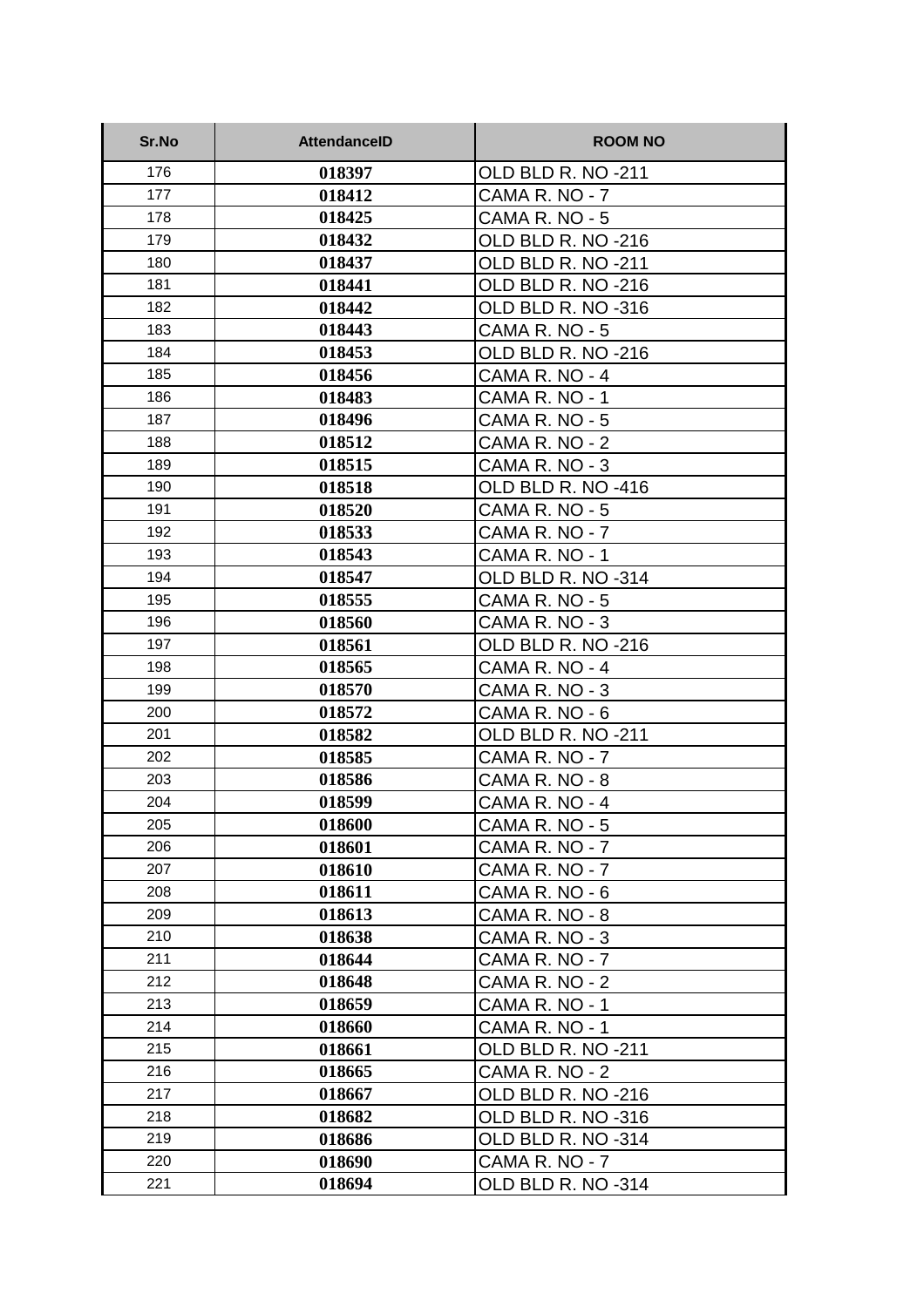| Sr.No | AttendanceID | ROOM NO |
|---|---|---|
| 176 | **018397** | OLD BLD R. NO -211 |
| 177 | **018412** | CAMA R. NO - 7 |
| 178 | **018425** | CAMA R. NO - 5 |
| 179 | **018432** | OLD BLD R. NO -216 |
| 180 | **018437** | OLD BLD R. NO -211 |
| 181 | **018441** | OLD BLD R. NO -216 |
| 182 | **018442** | OLD BLD R. NO -316 |
| 183 | **018443** | CAMA R. NO - 5 |
| 184 | **018453** | OLD BLD R. NO -216 |
| 185 | **018456** | CAMA R. NO - 4 |
| 186 | **018483** | CAMA R. NO - 1 |
| 187 | **018496** | CAMA R. NO - 5 |
| 188 | **018512** | CAMA R. NO - 2 |
| 189 | **018515** | CAMA R. NO - 3 |
| 190 | **018518** | OLD BLD R. NO -416 |
| 191 | **018520** | CAMA R. NO - 5 |
| 192 | **018533** | CAMA R. NO - 7 |
| 193 | **018543** | CAMA R. NO - 1 |
| 194 | **018547** | OLD BLD R. NO -314 |
| 195 | **018555** | CAMA R. NO - 5 |
| 196 | **018560** | CAMA R. NO - 3 |
| 197 | **018561** | OLD BLD R. NO -216 |
| 198 | **018565** | CAMA R. NO - 4 |
| 199 | **018570** | CAMA R. NO - 3 |
| 200 | **018572** | CAMA R. NO - 6 |
| 201 | **018582** | OLD BLD R. NO -211 |
| 202 | **018585** | CAMA R. NO - 7 |
| 203 | **018586** | CAMA R. NO - 8 |
| 204 | **018599** | CAMA R. NO - 4 |
| 205 | **018600** | CAMA R. NO - 5 |
| 206 | **018601** | CAMA R. NO - 7 |
| 207 | **018610** | CAMA R. NO - 7 |
| 208 | **018611** | CAMA R. NO - 6 |
| 209 | **018613** | CAMA R. NO - 8 |
| 210 | **018638** | CAMA R. NO - 3 |
| 211 | **018644** | CAMA R. NO - 7 |
| 212 | **018648** | CAMA R. NO - 2 |
| 213 | **018659** | CAMA R. NO - 1 |
| 214 | **018660** | CAMA R. NO - 1 |
| 215 | **018661** | OLD BLD R. NO -211 |
| 216 | **018665** | CAMA R. NO - 2 |
| 217 | **018667** | OLD BLD R. NO -216 |
| 218 | **018682** | OLD BLD R. NO -316 |
| 219 | **018686** | OLD BLD R. NO -314 |
| 220 | **018690** | CAMA R. NO - 7 |
| 221 | **018694** | OLD BLD R. NO -314 |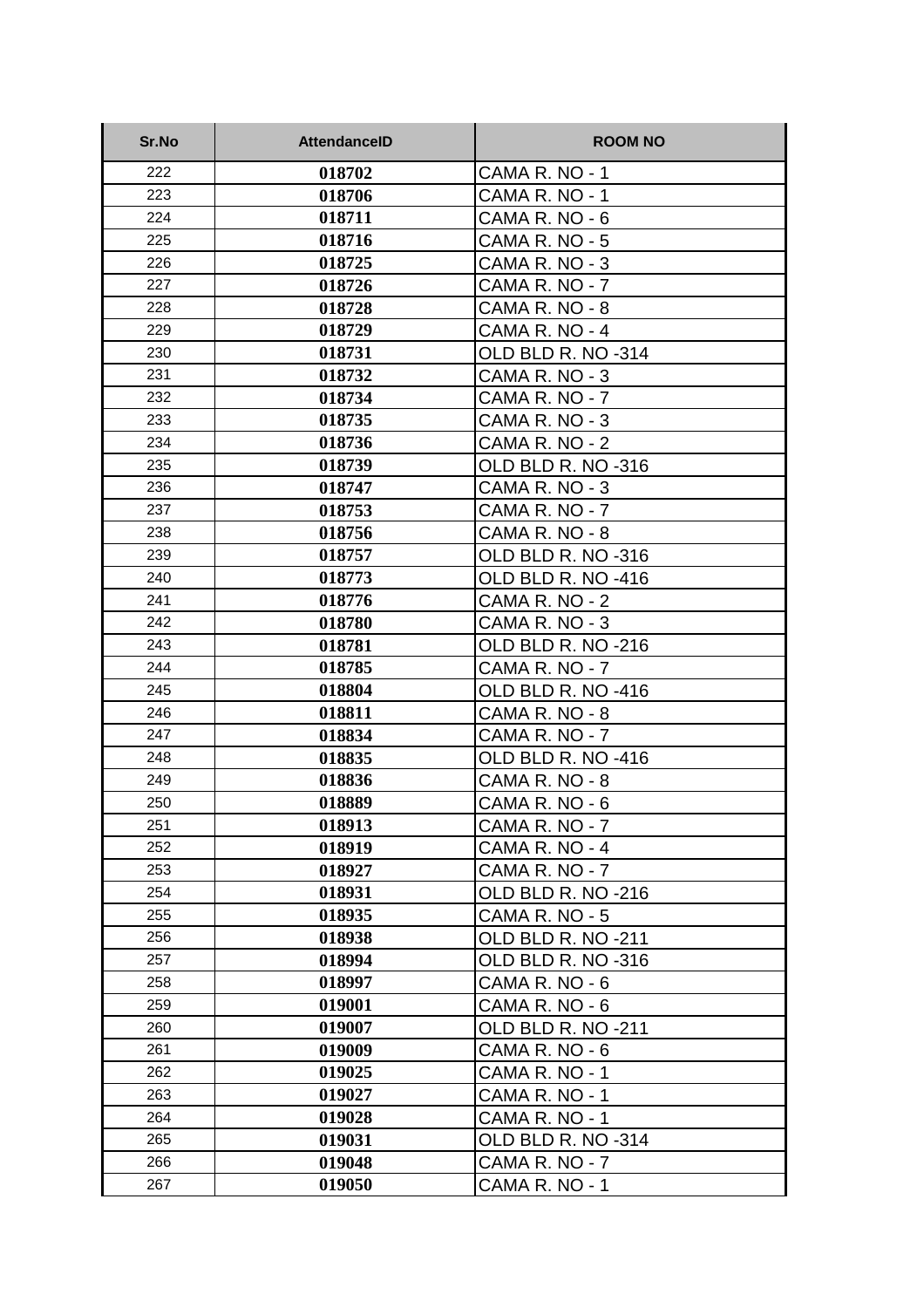| Sr.No | AttendanceID | ROOM NO |
|---|---|---|
| 222 | **018702** | CAMA R. NO - 1 |
| 223 | **018706** | CAMA R. NO - 1 |
| 224 | **018711** | CAMA R. NO - 6 |
| 225 | **018716** | CAMA R. NO - 5 |
| 226 | **018725** | CAMA R. NO - 3 |
| 227 | **018726** | CAMA R. NO - 7 |
| 228 | **018728** | CAMA R. NO - 8 |
| 229 | **018729** | CAMA R. NO - 4 |
| 230 | **018731** | OLD BLD R. NO -314 |
| 231 | **018732** | CAMA R. NO - 3 |
| 232 | **018734** | CAMA R. NO - 7 |
| 233 | **018735** | CAMA R. NO - 3 |
| 234 | **018736** | CAMA R. NO - 2 |
| 235 | **018739** | OLD BLD R. NO -316 |
| 236 | **018747** | CAMA R. NO - 3 |
| 237 | **018753** | CAMA R. NO - 7 |
| 238 | **018756** | CAMA R. NO - 8 |
| 239 | **018757** | OLD BLD R. NO -316 |
| 240 | **018773** | OLD BLD R. NO -416 |
| 241 | **018776** | CAMA R. NO - 2 |
| 242 | **018780** | CAMA R. NO - 3 |
| 243 | **018781** | OLD BLD R. NO -216 |
| 244 | **018785** | CAMA R. NO - 7 |
| 245 | **018804** | OLD BLD R. NO -416 |
| 246 | **018811** | CAMA R. NO - 8 |
| 247 | **018834** | CAMA R. NO - 7 |
| 248 | **018835** | OLD BLD R. NO -416 |
| 249 | **018836** | CAMA R. NO - 8 |
| 250 | **018889** | CAMA R. NO - 6 |
| 251 | **018913** | CAMA R. NO - 7 |
| 252 | **018919** | CAMA R. NO - 4 |
| 253 | **018927** | CAMA R. NO - 7 |
| 254 | **018931** | OLD BLD R. NO -216 |
| 255 | **018935** | CAMA R. NO - 5 |
| 256 | **018938** | OLD BLD R. NO -211 |
| 257 | **018994** | OLD BLD R. NO -316 |
| 258 | **018997** | CAMA R. NO - 6 |
| 259 | **019001** | CAMA R. NO - 6 |
| 260 | **019007** | OLD BLD R. NO -211 |
| 261 | **019009** | CAMA R. NO - 6 |
| 262 | **019025** | CAMA R. NO - 1 |
| 263 | **019027** | CAMA R. NO - 1 |
| 264 | **019028** | CAMA R. NO - 1 |
| 265 | **019031** | OLD BLD R. NO -314 |
| 266 | **019048** | CAMA R. NO - 7 |
| 267 | **019050** | CAMA R. NO - 1 |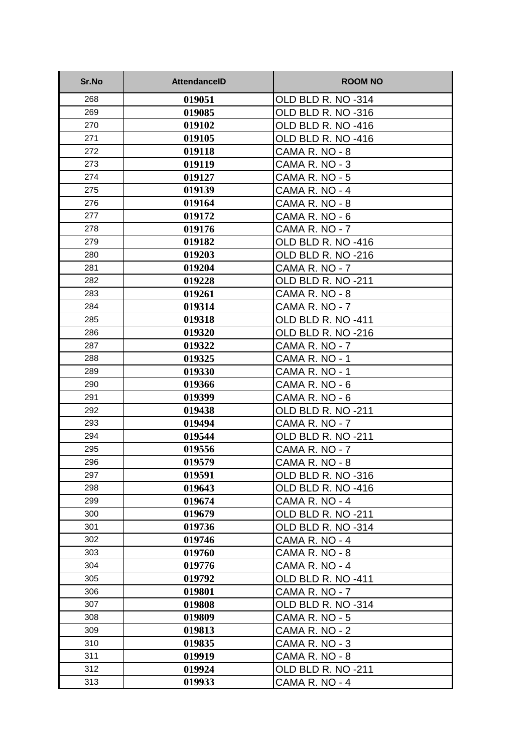| Sr.No | AttendanceID | ROOM NO |
|---|---|---|
| 268 | 019051 | OLD BLD R. NO -314 |
| 269 | 019085 | OLD BLD R. NO -316 |
| 270 | 019102 | OLD BLD R. NO -416 |
| 271 | 019105 | OLD BLD R. NO -416 |
| 272 | 019118 | CAMA R. NO - 8 |
| 273 | 019119 | CAMA R. NO - 3 |
| 274 | 019127 | CAMA R. NO - 5 |
| 275 | 019139 | CAMA R. NO - 4 |
| 276 | 019164 | CAMA R. NO - 8 |
| 277 | 019172 | CAMA R. NO - 6 |
| 278 | 019176 | CAMA R. NO - 7 |
| 279 | 019182 | OLD BLD R. NO -416 |
| 280 | 019203 | OLD BLD R. NO -216 |
| 281 | 019204 | CAMA R. NO - 7 |
| 282 | 019228 | OLD BLD R. NO -211 |
| 283 | 019261 | CAMA R. NO - 8 |
| 284 | 019314 | CAMA R. NO - 7 |
| 285 | 019318 | OLD BLD R. NO -411 |
| 286 | 019320 | OLD BLD R. NO -216 |
| 287 | 019322 | CAMA R. NO - 7 |
| 288 | 019325 | CAMA R. NO - 1 |
| 289 | 019330 | CAMA R. NO - 1 |
| 290 | 019366 | CAMA R. NO - 6 |
| 291 | 019399 | CAMA R. NO - 6 |
| 292 | 019438 | OLD BLD R. NO -211 |
| 293 | 019494 | CAMA R. NO - 7 |
| 294 | 019544 | OLD BLD R. NO -211 |
| 295 | 019556 | CAMA R. NO - 7 |
| 296 | 019579 | CAMA R. NO - 8 |
| 297 | 019591 | OLD BLD R. NO -316 |
| 298 | 019643 | OLD BLD R. NO -416 |
| 299 | 019674 | CAMA R. NO - 4 |
| 300 | 019679 | OLD BLD R. NO -211 |
| 301 | 019736 | OLD BLD R. NO -314 |
| 302 | 019746 | CAMA R. NO - 4 |
| 303 | 019760 | CAMA R. NO - 8 |
| 304 | 019776 | CAMA R. NO - 4 |
| 305 | 019792 | OLD BLD R. NO -411 |
| 306 | 019801 | CAMA R. NO - 7 |
| 307 | 019808 | OLD BLD R. NO -314 |
| 308 | 019809 | CAMA R. NO - 5 |
| 309 | 019813 | CAMA R. NO - 2 |
| 310 | 019835 | CAMA R. NO - 3 |
| 311 | 019919 | CAMA R. NO - 8 |
| 312 | 019924 | OLD BLD R. NO -211 |
| 313 | 019933 | CAMA R. NO - 4 |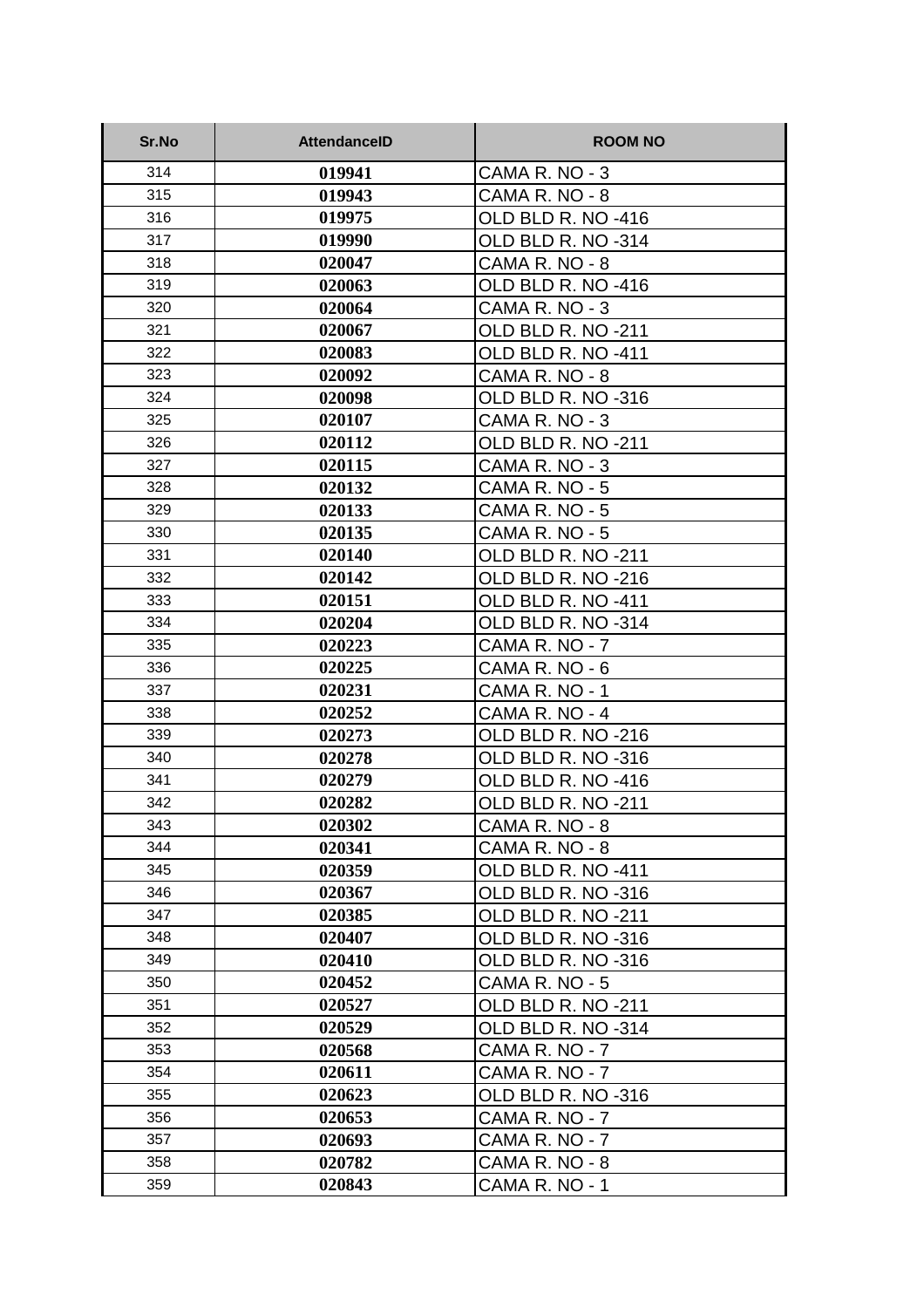| Sr.No | AttendanceID | ROOM NO |
|---|---|---|
| 314 | **019941** | CAMA R. NO - 3 |
| 315 | **019943** | CAMA R. NO - 8 |
| 316 | **019975** | OLD BLD R. NO -416 |
| 317 | **019990** | OLD BLD R. NO -314 |
| 318 | **020047** | CAMA R. NO - 8 |
| 319 | **020063** | OLD BLD R. NO -416 |
| 320 | **020064** | CAMA R. NO - 3 |
| 321 | **020067** | OLD BLD R. NO -211 |
| 322 | **020083** | OLD BLD R. NO -411 |
| 323 | **020092** | CAMA R. NO - 8 |
| 324 | **020098** | OLD BLD R. NO -316 |
| 325 | **020107** | CAMA R. NO - 3 |
| 326 | **020112** | OLD BLD R. NO -211 |
| 327 | **020115** | CAMA R. NO - 3 |
| 328 | **020132** | CAMA R. NO - 5 |
| 329 | **020133** | CAMA R. NO - 5 |
| 330 | **020135** | CAMA R. NO - 5 |
| 331 | **020140** | OLD BLD R. NO -211 |
| 332 | **020142** | OLD BLD R. NO -216 |
| 333 | **020151** | OLD BLD R. NO -411 |
| 334 | **020204** | OLD BLD R. NO -314 |
| 335 | **020223** | CAMA R. NO - 7 |
| 336 | **020225** | CAMA R. NO - 6 |
| 337 | **020231** | CAMA R. NO - 1 |
| 338 | **020252** | CAMA R. NO - 4 |
| 339 | **020273** | OLD BLD R. NO -216 |
| 340 | **020278** | OLD BLD R. NO -316 |
| 341 | **020279** | OLD BLD R. NO -416 |
| 342 | **020282** | OLD BLD R. NO -211 |
| 343 | **020302** | CAMA R. NO - 8 |
| 344 | **020341** | CAMA R. NO - 8 |
| 345 | **020359** | OLD BLD R. NO -411 |
| 346 | **020367** | OLD BLD R. NO -316 |
| 347 | **020385** | OLD BLD R. NO -211 |
| 348 | **020407** | OLD BLD R. NO -316 |
| 349 | **020410** | OLD BLD R. NO -316 |
| 350 | **020452** | CAMA R. NO - 5 |
| 351 | **020527** | OLD BLD R. NO -211 |
| 352 | **020529** | OLD BLD R. NO -314 |
| 353 | **020568** | CAMA R. NO - 7 |
| 354 | **020611** | CAMA R. NO - 7 |
| 355 | **020623** | OLD BLD R. NO -316 |
| 356 | **020653** | CAMA R. NO - 7 |
| 357 | **020693** | CAMA R. NO - 7 |
| 358 | **020782** | CAMA R. NO - 8 |
| 359 | **020843** | CAMA R. NO - 1 |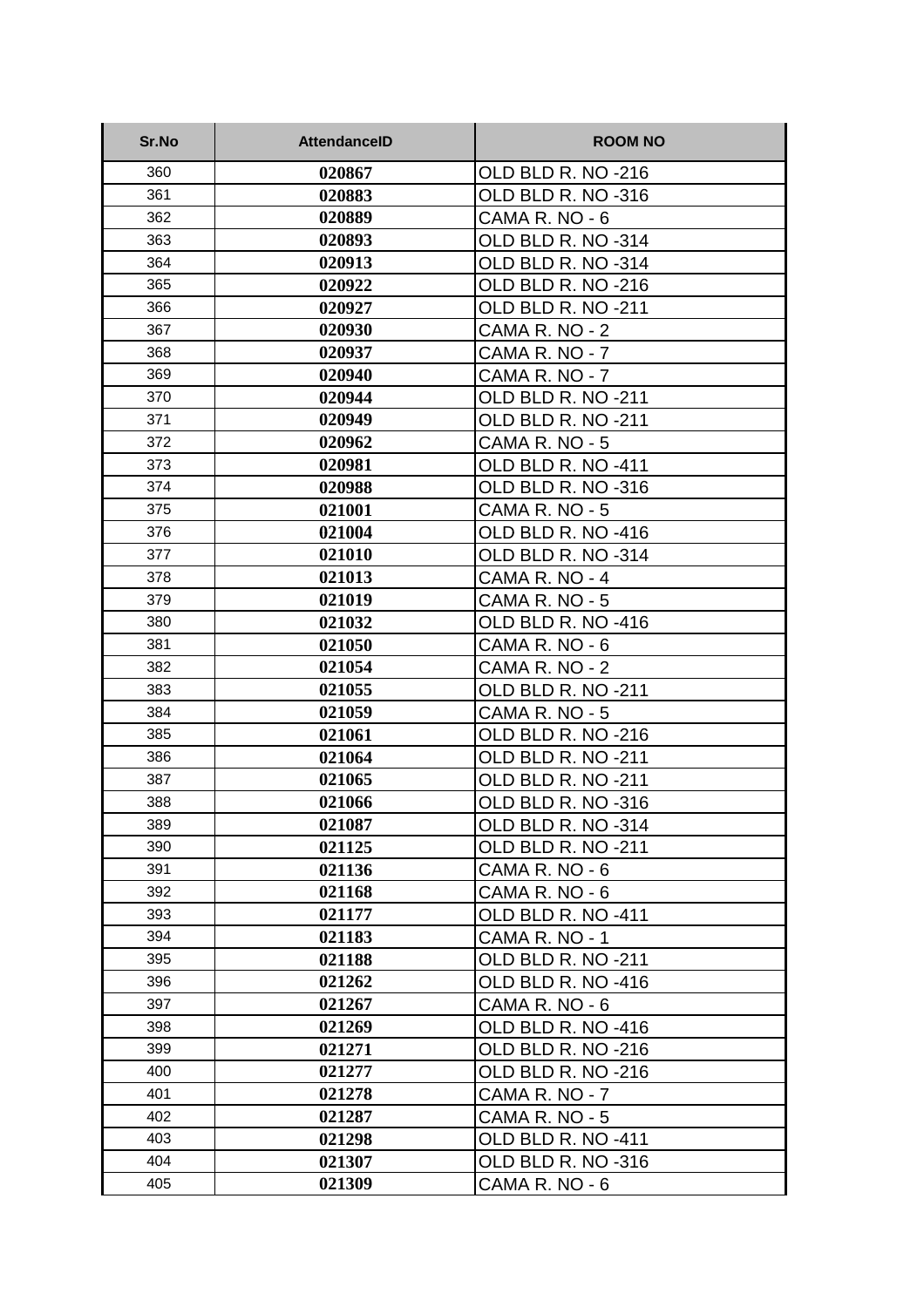| Sr.No | AttendanceID | ROOM NO |
| --- | --- | --- |
| 360 | 020867 | OLD BLD R. NO -216 |
| 361 | 020883 | OLD BLD R. NO -316 |
| 362 | 020889 | CAMA R. NO - 6 |
| 363 | 020893 | OLD BLD R. NO -314 |
| 364 | 020913 | OLD BLD R. NO -314 |
| 365 | 020922 | OLD BLD R. NO -216 |
| 366 | 020927 | OLD BLD R. NO -211 |
| 367 | 020930 | CAMA R. NO - 2 |
| 368 | 020937 | CAMA R. NO - 7 |
| 369 | 020940 | CAMA R. NO - 7 |
| 370 | 020944 | OLD BLD R. NO -211 |
| 371 | 020949 | OLD BLD R. NO -211 |
| 372 | 020962 | CAMA R. NO - 5 |
| 373 | 020981 | OLD BLD R. NO -411 |
| 374 | 020988 | OLD BLD R. NO -316 |
| 375 | 021001 | CAMA R. NO - 5 |
| 376 | 021004 | OLD BLD R. NO -416 |
| 377 | 021010 | OLD BLD R. NO -314 |
| 378 | 021013 | CAMA R. NO - 4 |
| 379 | 021019 | CAMA R. NO - 5 |
| 380 | 021032 | OLD BLD R. NO -416 |
| 381 | 021050 | CAMA R. NO - 6 |
| 382 | 021054 | CAMA R. NO - 2 |
| 383 | 021055 | OLD BLD R. NO -211 |
| 384 | 021059 | CAMA R. NO - 5 |
| 385 | 021061 | OLD BLD R. NO -216 |
| 386 | 021064 | OLD BLD R. NO -211 |
| 387 | 021065 | OLD BLD R. NO -211 |
| 388 | 021066 | OLD BLD R. NO -316 |
| 389 | 021087 | OLD BLD R. NO -314 |
| 390 | 021125 | OLD BLD R. NO -211 |
| 391 | 021136 | CAMA R. NO - 6 |
| 392 | 021168 | CAMA R. NO - 6 |
| 393 | 021177 | OLD BLD R. NO -411 |
| 394 | 021183 | CAMA R. NO - 1 |
| 395 | 021188 | OLD BLD R. NO -211 |
| 396 | 021262 | OLD BLD R. NO -416 |
| 397 | 021267 | CAMA R. NO - 6 |
| 398 | 021269 | OLD BLD R. NO -416 |
| 399 | 021271 | OLD BLD R. NO -216 |
| 400 | 021277 | OLD BLD R. NO -216 |
| 401 | 021278 | CAMA R. NO - 7 |
| 402 | 021287 | CAMA R. NO - 5 |
| 403 | 021298 | OLD BLD R. NO -411 |
| 404 | 021307 | OLD BLD R. NO -316 |
| 405 | 021309 | CAMA R. NO - 6 |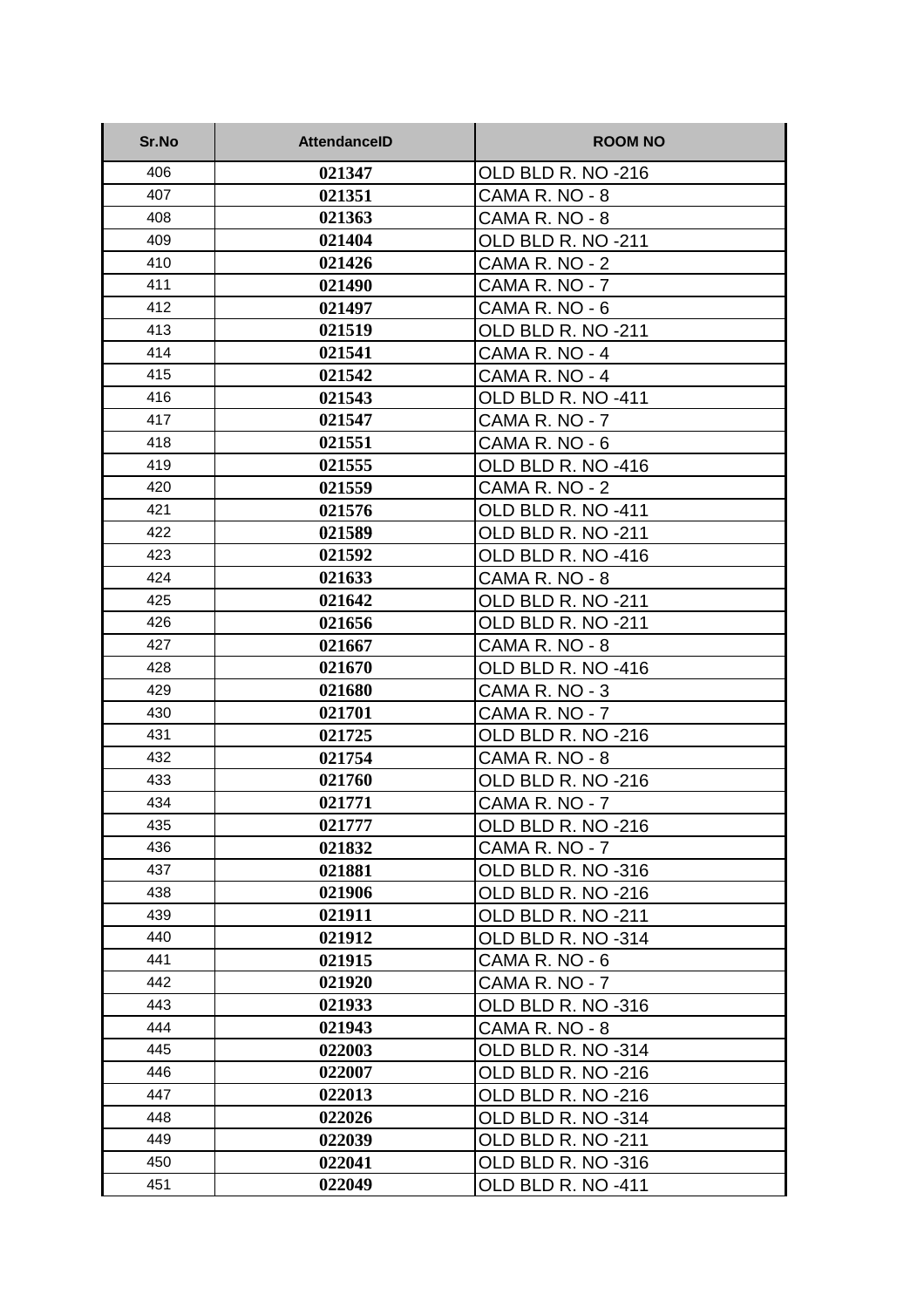| Sr.No | AttendanceID | ROOM NO |
| --- | --- | --- |
| 406 | 021347 | OLD BLD R. NO -216 |
| 407 | 021351 | CAMA R. NO - 8 |
| 408 | 021363 | CAMA R. NO - 8 |
| 409 | 021404 | OLD BLD R. NO -211 |
| 410 | 021426 | CAMA R. NO - 2 |
| 411 | 021490 | CAMA R. NO - 7 |
| 412 | 021497 | CAMA R. NO - 6 |
| 413 | 021519 | OLD BLD R. NO -211 |
| 414 | 021541 | CAMA R. NO - 4 |
| 415 | 021542 | CAMA R. NO - 4 |
| 416 | 021543 | OLD BLD R. NO -411 |
| 417 | 021547 | CAMA R. NO - 7 |
| 418 | 021551 | CAMA R. NO - 6 |
| 419 | 021555 | OLD BLD R. NO -416 |
| 420 | 021559 | CAMA R. NO - 2 |
| 421 | 021576 | OLD BLD R. NO -411 |
| 422 | 021589 | OLD BLD R. NO -211 |
| 423 | 021592 | OLD BLD R. NO -416 |
| 424 | 021633 | CAMA R. NO - 8 |
| 425 | 021642 | OLD BLD R. NO -211 |
| 426 | 021656 | OLD BLD R. NO -211 |
| 427 | 021667 | CAMA R. NO - 8 |
| 428 | 021670 | OLD BLD R. NO -416 |
| 429 | 021680 | CAMA R. NO - 3 |
| 430 | 021701 | CAMA R. NO - 7 |
| 431 | 021725 | OLD BLD R. NO -216 |
| 432 | 021754 | CAMA R. NO - 8 |
| 433 | 021760 | OLD BLD R. NO -216 |
| 434 | 021771 | CAMA R. NO - 7 |
| 435 | 021777 | OLD BLD R. NO -216 |
| 436 | 021832 | CAMA R. NO - 7 |
| 437 | 021881 | OLD BLD R. NO -316 |
| 438 | 021906 | OLD BLD R. NO -216 |
| 439 | 021911 | OLD BLD R. NO -211 |
| 440 | 021912 | OLD BLD R. NO -314 |
| 441 | 021915 | CAMA R. NO - 6 |
| 442 | 021920 | CAMA R. NO - 7 |
| 443 | 021933 | OLD BLD R. NO -316 |
| 444 | 021943 | CAMA R. NO - 8 |
| 445 | 022003 | OLD BLD R. NO -314 |
| 446 | 022007 | OLD BLD R. NO -216 |
| 447 | 022013 | OLD BLD R. NO -216 |
| 448 | 022026 | OLD BLD R. NO -314 |
| 449 | 022039 | OLD BLD R. NO -211 |
| 450 | 022041 | OLD BLD R. NO -316 |
| 451 | 022049 | OLD BLD R. NO -411 |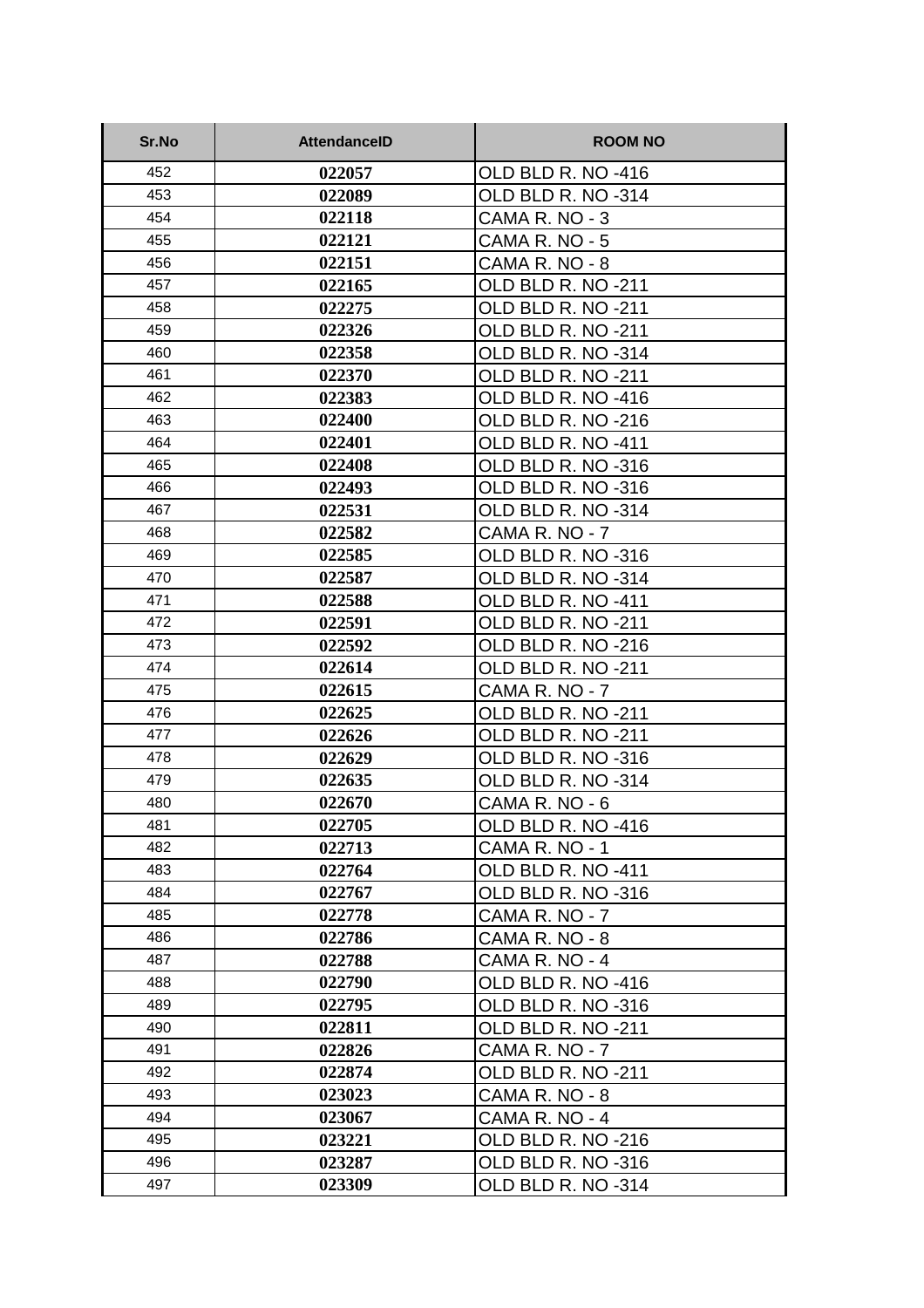| Sr.No | AttendanceID | ROOM NO |
|---|---|---|
| 452 | **022057** | OLD BLD R. NO -416 |
| 453 | **022089** | OLD BLD R. NO -314 |
| 454 | **022118** | CAMA R. NO - 3 |
| 455 | **022121** | CAMA R. NO - 5 |
| 456 | **022151** | CAMA R. NO - 8 |
| 457 | **022165** | OLD BLD R. NO -211 |
| 458 | **022275** | OLD BLD R. NO -211 |
| 459 | **022326** | OLD BLD R. NO -211 |
| 460 | **022358** | OLD BLD R. NO -314 |
| 461 | **022370** | OLD BLD R. NO -211 |
| 462 | **022383** | OLD BLD R. NO -416 |
| 463 | **022400** | OLD BLD R. NO -216 |
| 464 | **022401** | OLD BLD R. NO -411 |
| 465 | **022408** | OLD BLD R. NO -316 |
| 466 | **022493** | OLD BLD R. NO -316 |
| 467 | **022531** | OLD BLD R. NO -314 |
| 468 | **022582** | CAMA R. NO - 7 |
| 469 | **022585** | OLD BLD R. NO -316 |
| 470 | **022587** | OLD BLD R. NO -314 |
| 471 | **022588** | OLD BLD R. NO -411 |
| 472 | **022591** | OLD BLD R. NO -211 |
| 473 | **022592** | OLD BLD R. NO -216 |
| 474 | **022614** | OLD BLD R. NO -211 |
| 475 | **022615** | CAMA R. NO - 7 |
| 476 | **022625** | OLD BLD R. NO -211 |
| 477 | **022626** | OLD BLD R. NO -211 |
| 478 | **022629** | OLD BLD R. NO -316 |
| 479 | **022635** | OLD BLD R. NO -314 |
| 480 | **022670** | CAMA R. NO - 6 |
| 481 | **022705** | OLD BLD R. NO -416 |
| 482 | **022713** | CAMA R. NO - 1 |
| 483 | **022764** | OLD BLD R. NO -411 |
| 484 | **022767** | OLD BLD R. NO -316 |
| 485 | **022778** | CAMA R. NO - 7 |
| 486 | **022786** | CAMA R. NO - 8 |
| 487 | **022788** | CAMA R. NO - 4 |
| 488 | **022790** | OLD BLD R. NO -416 |
| 489 | **022795** | OLD BLD R. NO -316 |
| 490 | **022811** | OLD BLD R. NO -211 |
| 491 | **022826** | CAMA R. NO - 7 |
| 492 | **022874** | OLD BLD R. NO -211 |
| 493 | **023023** | CAMA R. NO - 8 |
| 494 | **023067** | CAMA R. NO - 4 |
| 495 | **023221** | OLD BLD R. NO -216 |
| 496 | **023287** | OLD BLD R. NO -316 |
| 497 | **023309** | OLD BLD R. NO -314 |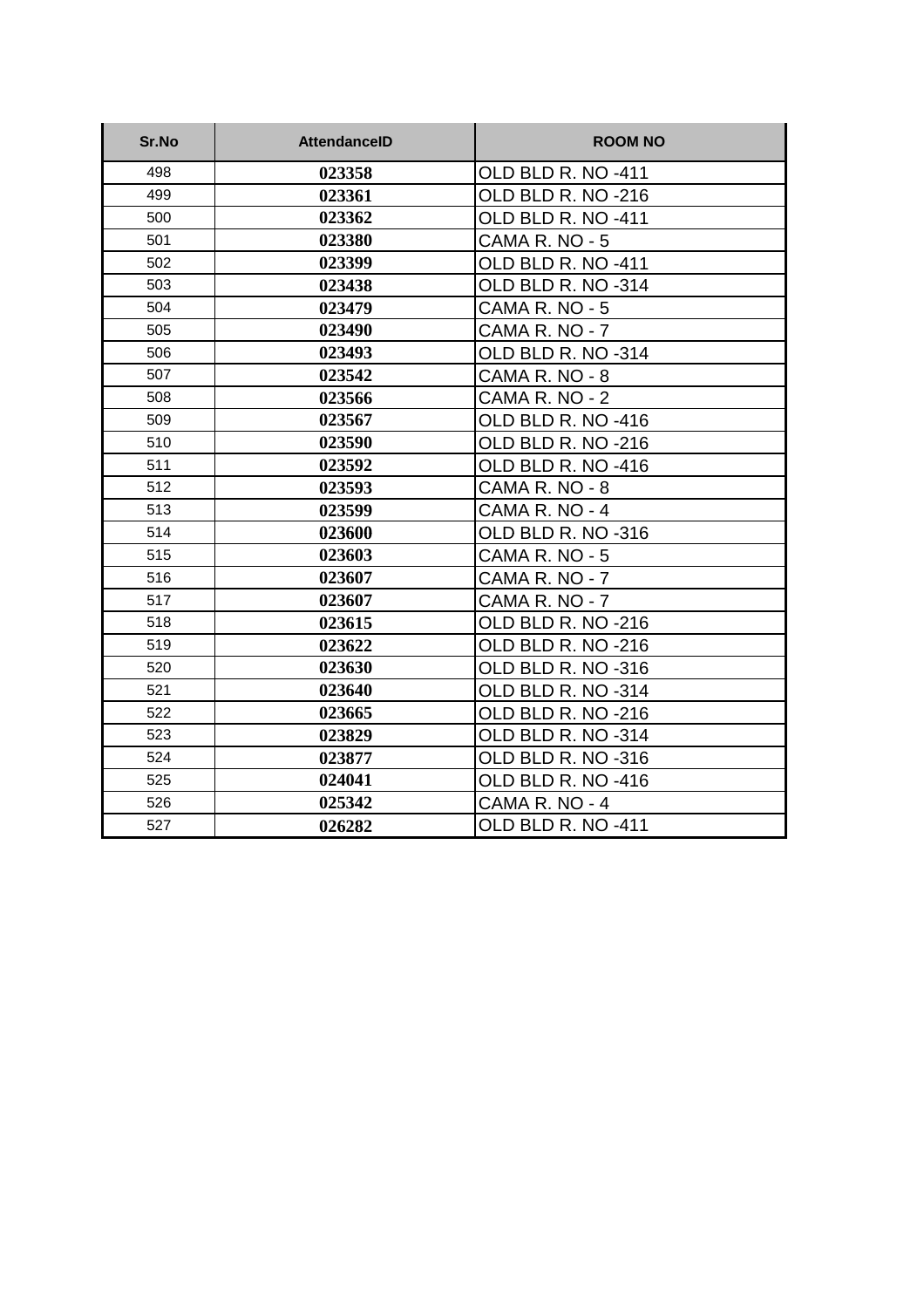| Sr.No | AttendanceID | ROOM NO |
|---|---|---|
| 498 | **023358** | OLD BLD R. NO -411 |
| 499 | **023361** | OLD BLD R. NO -216 |
| 500 | **023362** | OLD BLD R. NO -411 |
| 501 | **023380** | CAMA R. NO - 5 |
| 502 | **023399** | OLD BLD R. NO -411 |
| 503 | **023438** | OLD BLD R. NO -314 |
| 504 | **023479** | CAMA R. NO - 5 |
| 505 | **023490** | CAMA R. NO - 7 |
| 506 | **023493** | OLD BLD R. NO -314 |
| 507 | **023542** | CAMA R. NO - 8 |
| 508 | **023566** | CAMA R. NO - 2 |
| 509 | **023567** | OLD BLD R. NO -416 |
| 510 | **023590** | OLD BLD R. NO -216 |
| 511 | **023592** | OLD BLD R. NO -416 |
| 512 | **023593** | CAMA R. NO - 8 |
| 513 | **023599** | CAMA R. NO - 4 |
| 514 | **023600** | OLD BLD R. NO -316 |
| 515 | **023603** | CAMA R. NO - 5 |
| 516 | **023607** | CAMA R. NO - 7 |
| 517 | **023607** | CAMA R. NO - 7 |
| 518 | **023615** | OLD BLD R. NO -216 |
| 519 | **023622** | OLD BLD R. NO -216 |
| 520 | **023630** | OLD BLD R. NO -316 |
| 521 | **023640** | OLD BLD R. NO -314 |
| 522 | **023665** | OLD BLD R. NO -216 |
| 523 | **023829** | OLD BLD R. NO -314 |
| 524 | **023877** | OLD BLD R. NO -316 |
| 525 | **024041** | OLD BLD R. NO -416 |
| 526 | **025342** | CAMA R. NO - 4 |
| 527 | **026282** | OLD BLD R. NO -411 |